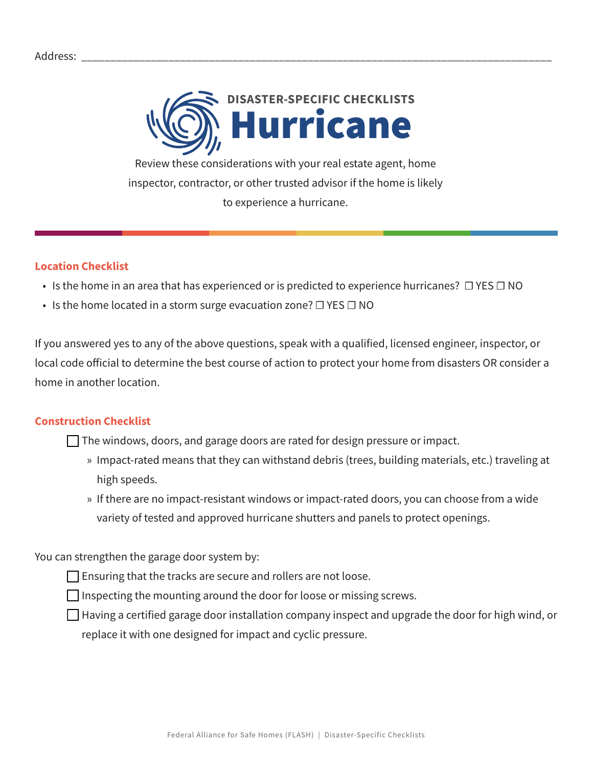Address: ___________________________________________________________________________

DISASTER-SPECIFIC CHECKLISTS

# Hurricane

Review these considerations with your real estate agent, home inspector, contractor, or other trusted advisor if the home is likely to experience a hurricane.

## Location Checklist

- Is the home in an area that has experienced or is predicted to experience hurricanes? ☐ YES ☐ NO
- Is the home located in a storm surge evacuation zone? ☐ YES ☐ NO

If you answered yes to any of the above questions, speak with a qualified, licensed engineer, inspector, or local code official to determine the best course of action to protect your home from disasters OR consider a home in another location.

## Construction Checklist

☐ The windows, doors, and garage doors are rated for design pressure or impact.

- » Impact-rated means that they can withstand debris (trees, building materials, etc.) traveling at high speeds.
- » If there are no impact-resistant windows or impact-rated doors, you can choose from a wide variety of tested and approved hurricane shutters and panels to protect openings.

You can strengthen the garage door system by:

☐ Ensuring that the tracks are secure and rollers are not loose.

☐ Inspecting the mounting around the door for loose or missing screws.

☐ Having a certified garage door installation company inspect and upgrade the door for high wind, or replace it with one designed for impact and cyclic pressure.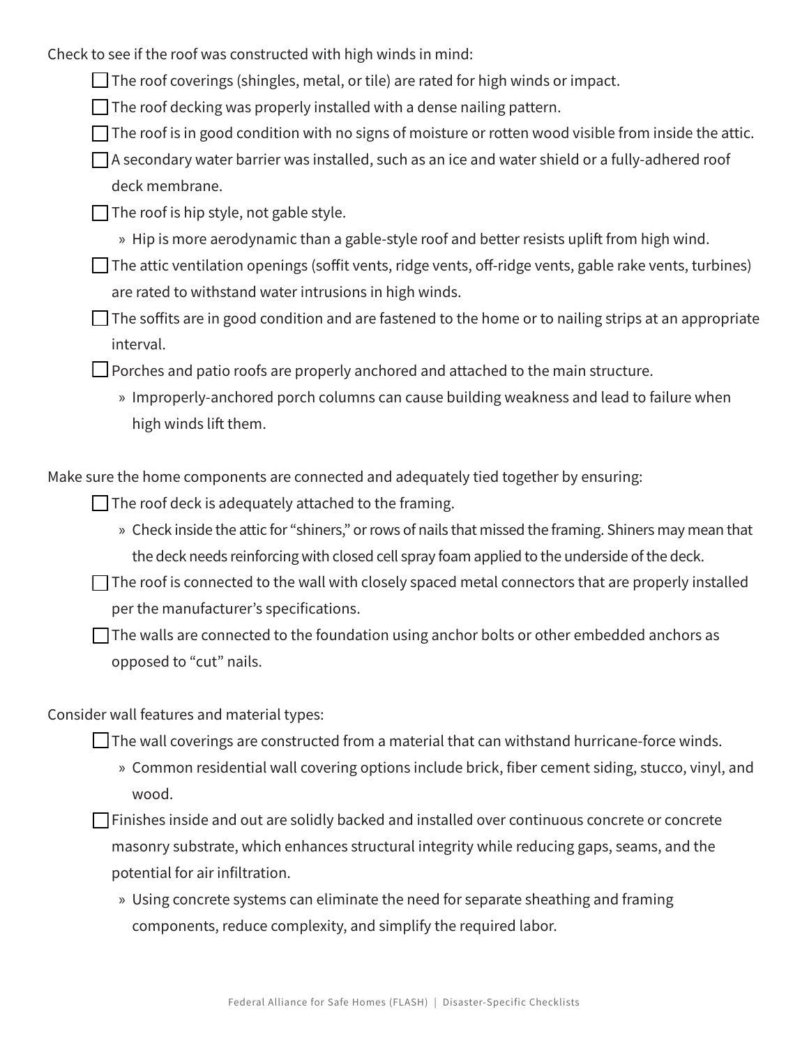Check to see if the roof was constructed with high winds in mind:

- [ ] The roof coverings (shingles, metal, or tile) are rated for high winds or impact.
- [ ] The roof decking was properly installed with a dense nailing pattern.
- [ ] The roof is in good condition with no signs of moisture or rotten wood visible from inside the attic.
- [ ] A secondary water barrier was installed, such as an ice and water shield or a fully-adhered roof deck membrane.
- [ ] The roof is hip style, not gable style.
  - » Hip is more aerodynamic than a gable-style roof and better resists uplift from high wind.
- [ ] The attic ventilation openings (soffit vents, ridge vents, off-ridge vents, gable rake vents, turbines) are rated to withstand water intrusions in high winds.
- [ ] The soffits are in good condition and are fastened to the home or to nailing strips at an appropriate interval.
- [ ] Porches and patio roofs are properly anchored and attached to the main structure.
  - » Improperly-anchored porch columns can cause building weakness and lead to failure when high winds lift them.

Make sure the home components are connected and adequately tied together by ensuring:

- [ ] The roof deck is adequately attached to the framing.
  - » Check inside the attic for "shiners," or rows of nails that missed the framing. Shiners may mean that the deck needs reinforcing with closed cell spray foam applied to the underside of the deck.
- [ ] The roof is connected to the wall with closely spaced metal connectors that are properly installed per the manufacturer's specifications.
- [ ] The walls are connected to the foundation using anchor bolts or other embedded anchors as opposed to "cut" nails.

Consider wall features and material types:

- [ ] The wall coverings are constructed from a material that can withstand hurricane-force winds.
  - » Common residential wall covering options include brick, fiber cement siding, stucco, vinyl, and wood.
- [ ] Finishes inside and out are solidly backed and installed over continuous concrete or concrete masonry substrate, which enhances structural integrity while reducing gaps, seams, and the potential for air infiltration.
  - » Using concrete systems can eliminate the need for separate sheathing and framing components, reduce complexity, and simplify the required labor.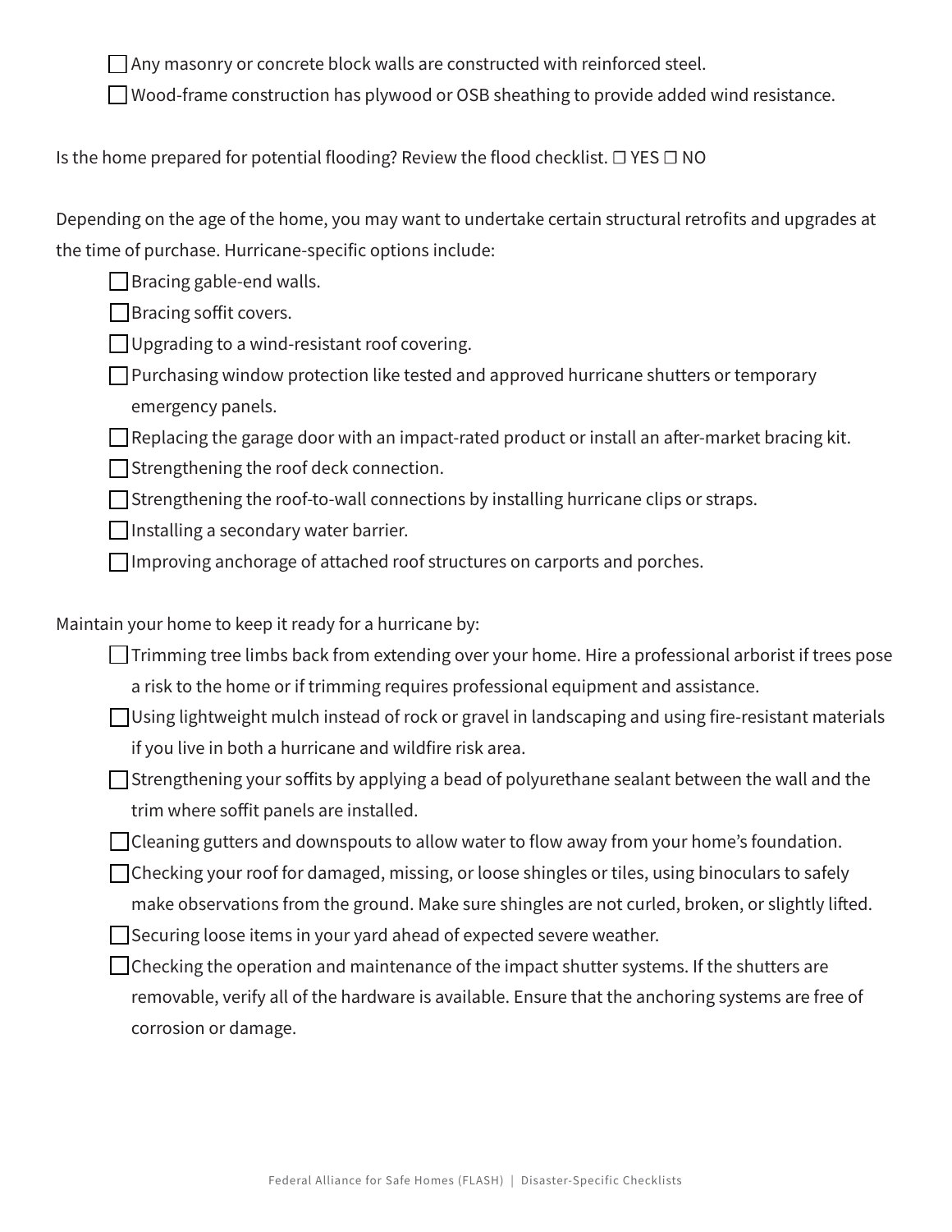- [ ] Any masonry or concrete block walls are constructed with reinforced steel.
- [ ] Wood-frame construction has plywood or OSB sheathing to provide added wind resistance.

Is the home prepared for potential flooding? Review the flood checklist. ☐ YES ☐ NO

Depending on the age of the home, you may want to undertake certain structural retrofits and upgrades at the time of purchase. Hurricane-specific options include:

- [ ] Bracing gable-end walls.
- [ ] Bracing soffit covers.
- [ ] Upgrading to a wind-resistant roof covering.
- [ ] Purchasing window protection like tested and approved hurricane shutters or temporary emergency panels.
- [ ] Replacing the garage door with an impact-rated product or install an after-market bracing kit.
- [ ] Strengthening the roof deck connection.
- [ ] Strengthening the roof-to-wall connections by installing hurricane clips or straps.
- [ ] Installing a secondary water barrier.
- [ ] Improving anchorage of attached roof structures on carports and porches.

Maintain your home to keep it ready for a hurricane by:

- [ ] Trimming tree limbs back from extending over your home. Hire a professional arborist if trees pose a risk to the home or if trimming requires professional equipment and assistance.
- [ ] Using lightweight mulch instead of rock or gravel in landscaping and using fire-resistant materials if you live in both a hurricane and wildfire risk area.
- [ ] Strengthening your soffits by applying a bead of polyurethane sealant between the wall and the trim where soffit panels are installed.
- [ ] Cleaning gutters and downspouts to allow water to flow away from your home's foundation.
- [ ] Checking your roof for damaged, missing, or loose shingles or tiles, using binoculars to safely make observations from the ground. Make sure shingles are not curled, broken, or slightly lifted.
- [ ] Securing loose items in your yard ahead of expected severe weather.
- [ ] Checking the operation and maintenance of the impact shutter systems. If the shutters are removable, verify all of the hardware is available. Ensure that the anchoring systems are free of corrosion or damage.